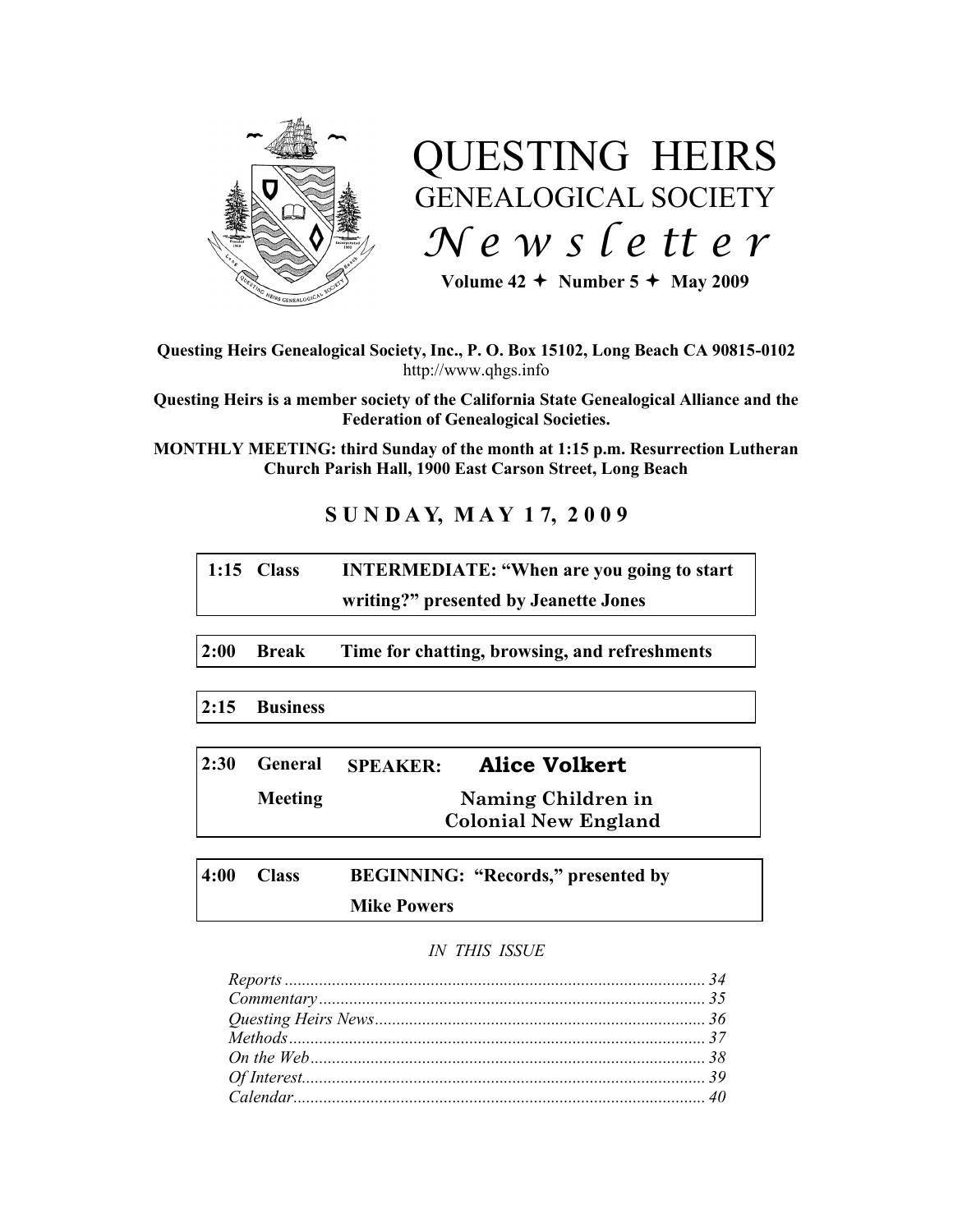# QUESTING HEIRS
## GENEALOGICAL SOCIETY
## *Newsletter*

**Volume 42 ✦ Number 5 ✦ May 2009**

**Questing Heirs Genealogical Society, Inc., P. O. Box 15102, Long Beach CA 90815-0102**
http://www.qhgs.info

**Questing Heirs is a member society of the California State Genealogical Alliance and the Federation of Genealogical Societies.**

**MONTHLY MEETING: third Sunday of the month at 1:15 p.m. Resurrection Lutheran Church Parish Hall, 1900 East Carson Street, Long Beach**

## SUNDAY, MAY 17, 2009

| | | |
|---|---|---|
| **1:15** | **Class** | **INTERMEDIATE: "When are you going to start writing?" presented by Jeanette Jones** |
| **2:00** | **Break** | **Time for chatting, browsing, and refreshments** |
| **2:15** | **Business** | |
| **2:30** | **General Meeting** | **SPEAKER: Alice Volkert** **Naming Children in Colonial New England** |
| **4:00** | **Class** | **BEGINNING: "Records," presented by Mike Powers** |

*IN THIS ISSUE*

*Reports* ........ 34
*Commentary* ........ 35
*Questing Heirs News* ........ 36
*Methods* ........ 37
*On the Web* ........ 38
*Of Interest* ........ 39
*Calendar* ........ 40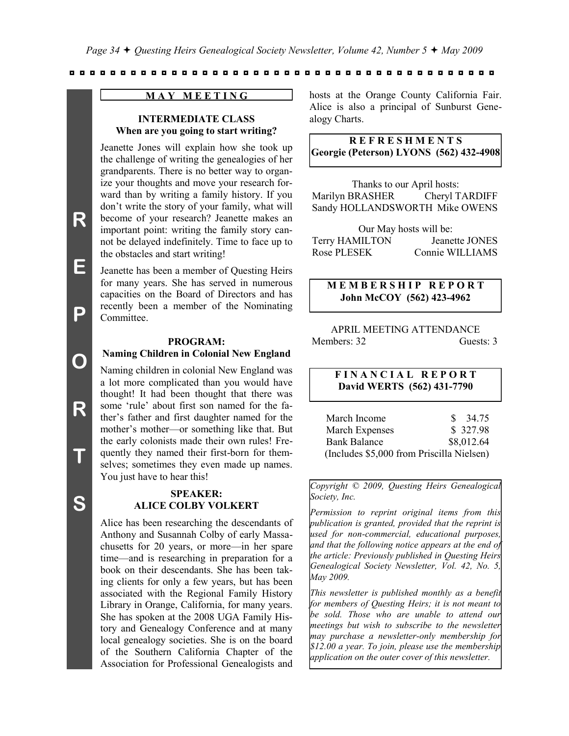## MAY MEETING

### INTERMEDIATE CLASS
**When are you going to start writing?**

Jeanette Jones will explain how she took up the challenge of writing the genealogies of her grandparents. There is no better way to organize your thoughts and move your research forward than by writing a family history. If you don't write the story of your family, what will become of your research? Jeanette makes an important point: writing the family story cannot be delayed indefinitely. Time to face up to the obstacles and start writing!

Jeanette has been a member of Questing Heirs for many years. She has served in numerous capacities on the Board of Directors and has recently been a member of the Nominating Committee.

### PROGRAM:
**Naming Children in Colonial New England**

Naming children in colonial New England was a lot more complicated than you would have thought! It had been thought that there was some 'rule' about first son named for the father's father and first daughter named for the mother's mother—or something like that. But the early colonists made their own rules! Frequently they named their first-born for themselves; sometimes they even made up names. You just have to hear this!

### SPEAKER:
**ALICE COLBY VOLKERT**

Alice has been researching the descendants of Anthony and Susannah Colby of early Massachusetts for 20 years, or more—in her spare time—and is researching in preparation for a book on their descendants. She has been taking clients for only a few years, but has been associated with the Regional Family History Library in Orange, California, for many years. She has spoken at the 2008 UGA Family History and Genealogy Conference and at many local genealogy societies. She is on the board of the Southern California Chapter of the Association for Professional Genealogists and hosts at the Orange County California Fair. Alice is also a principal of Sunburst Genealogy Charts.

## REFRESHMENTS
**Georgie (Peterson) LYONS (562) 432-4908**

Thanks to our April hosts:

Marilyn BRASHER, Cheryl TARDIFF, Sandy HOLLANDSWORTH, Mike OWENS

Our May hosts will be:

Terry HAMILTON, Jeanette JONES, Rose PLESEK, Connie WILLIAMS

## MEMBERSHIP REPORT
**John McCOY (562) 423-4962**

APRIL MEETING ATTENDANCE

Members: 32 Guests: 3

## FINANCIAL REPORT
**David WERTS (562) 431-7790**

| | |
|---|---|
| March Income | $ 34.75 |
| March Expenses | $ 327.98 |
| Bank Balance | $8,012.64 |

(Includes $5,000 from Priscilla Nielsen)

*Copyright © 2009, Questing Heirs Genealogical Society, Inc.*

*Permission to reprint original items from this publication is granted, provided that the reprint is used for non-commercial, educational purposes, and that the following notice appears at the end of the article: Previously published in Questing Heirs Genealogical Society Newsletter, Vol. 42, No. 5, May 2009.*

*This newsletter is published monthly as a benefit for members of Questing Heirs; it is not meant to be sold. Those who are unable to attend our meetings but wish to subscribe to the newsletter may purchase a newsletter-only membership for $12.00 a year. To join, please use the membership application on the outer cover of this newsletter.*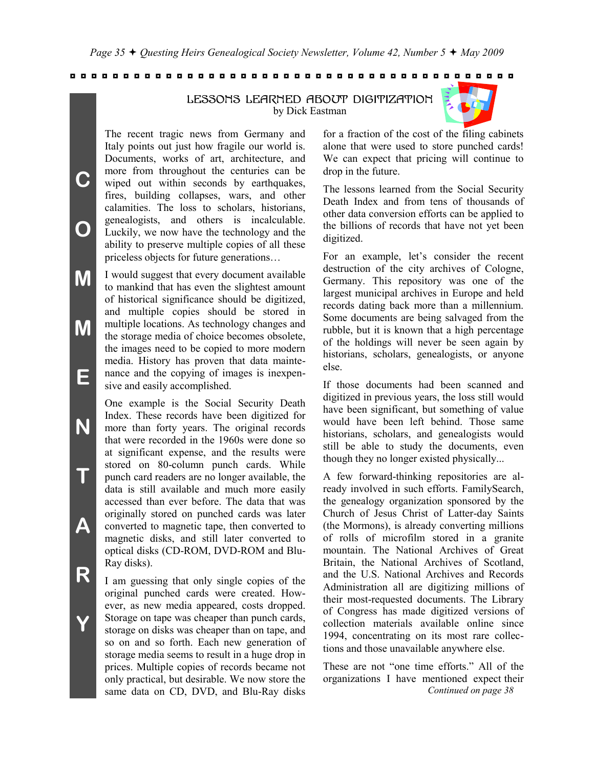# LESSONS LEARNED ABOUT DIGITIZATION

by Dick Eastman

The recent tragic news from Germany and Italy points out just how fragile our world is. Documents, works of art, architecture, and more from throughout the centuries can be wiped out within seconds by earthquakes, fires, building collapses, wars, and other calamities. The loss to scholars, historians, genealogists, and others is incalculable. Luckily, we now have the technology and the ability to preserve multiple copies of all these priceless objects for future generations…

I would suggest that every document available to mankind that has even the slightest amount of historical significance should be digitized, and multiple copies should be stored in multiple locations. As technology changes and the storage media of choice becomes obsolete, the images need to be copied to more modern media. History has proven that data maintenance and the copying of images is inexpensive and easily accomplished.

One example is the Social Security Death Index. These records have been digitized for more than forty years. The original records that were recorded in the 1960s were done so at significant expense, and the results were stored on 80-column punch cards. While punch card readers are no longer available, the data is still available and much more easily accessed than ever before. The data that was originally stored on punched cards was later converted to magnetic tape, then converted to magnetic disks, and still later converted to optical disks (CD-ROM, DVD-ROM and Blu-Ray disks).

I am guessing that only single copies of the original punched cards were created. However, as new media appeared, costs dropped. Storage on tape was cheaper than punch cards, storage on disks was cheaper than on tape, and so on and so forth. Each new generation of storage media seems to result in a huge drop in prices. Multiple copies of records became not only practical, but desirable. We now store the same data on CD, DVD, and Blu-Ray disks for a fraction of the cost of the filing cabinets alone that were used to store punched cards! We can expect that pricing will continue to drop in the future.

The lessons learned from the Social Security Death Index and from tens of thousands of other data conversion efforts can be applied to the billions of records that have not yet been digitized.

For an example, let's consider the recent destruction of the city archives of Cologne, Germany. This repository was one of the largest municipal archives in Europe and held records dating back more than a millennium. Some documents are being salvaged from the rubble, but it is known that a high percentage of the holdings will never be seen again by historians, scholars, genealogists, or anyone else.

If those documents had been scanned and digitized in previous years, the loss still would have been significant, but something of value would have been left behind. Those same historians, scholars, and genealogists would still be able to study the documents, even though they no longer existed physically...

A few forward-thinking repositories are already involved in such efforts. FamilySearch, the genealogy organization sponsored by the Church of Jesus Christ of Latter-day Saints (the Mormons), is already converting millions of rolls of microfilm stored in a granite mountain. The National Archives of Great Britain, the National Archives of Scotland, and the U.S. National Archives and Records Administration all are digitizing millions of their most-requested documents. The Library of Congress has made digitized versions of collection materials available online since 1994, concentrating on its most rare collections and those unavailable anywhere else.

These are not "one time efforts." All of the organizations I have mentioned expect their

*Continued on page 38*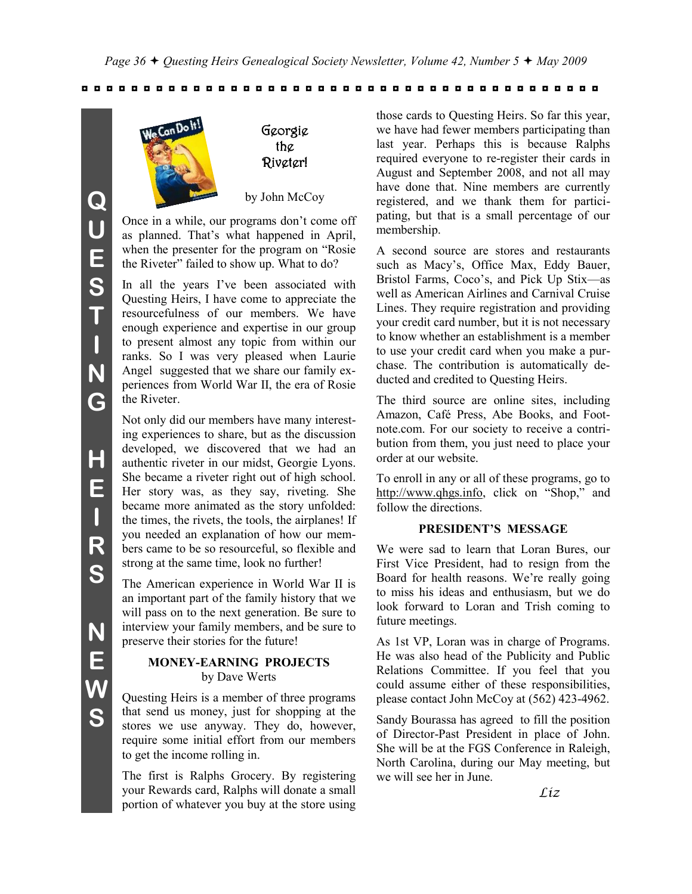## Georgie the Riveter!

by John McCoy

Once in a while, our programs don't come off as planned. That's what happened in April, when the presenter for the program on "Rosie the Riveter" failed to show up. What to do?

In all the years I've been associated with Questing Heirs, I have come to appreciate the resourcefulness of our members. We have enough experience and expertise in our group to present almost any topic from within our ranks. So I was very pleased when Laurie Angel suggested that we share our family experiences from World War II, the era of Rosie the Riveter.

Not only did our members have many interesting experiences to share, but as the discussion developed, we discovered that we had an authentic riveter in our midst, Georgie Lyons. She became a riveter right out of high school. Her story was, as they say, riveting. She became more animated as the story unfolded: the times, the rivets, the tools, the airplanes! If you needed an explanation of how our members came to be so resourceful, so flexible and strong at the same time, look no further!

The American experience in World War II is an important part of the family history that we will pass on to the next generation. Be sure to interview your family members, and be sure to preserve their stories for the future!

### MONEY-EARNING PROJECTS

by Dave Werts

Questing Heirs is a member of three programs that send us money, just for shopping at the stores we use anyway. They do, however, require some initial effort from our members to get the income rolling in.

The first is Ralphs Grocery. By registering your Rewards card, Ralphs will donate a small portion of whatever you buy at the store using those cards to Questing Heirs. So far this year, we have had fewer members participating than last year. Perhaps this is because Ralphs required everyone to re-register their cards in August and September 2008, and not all may have done that. Nine members are currently registered, and we thank them for participating, but that is a small percentage of our membership.

A second source are stores and restaurants such as Macy's, Office Max, Eddy Bauer, Bristol Farms, Coco's, and Pick Up Stix—as well as American Airlines and Carnival Cruise Lines. They require registration and providing your credit card number, but it is not necessary to know whether an establishment is a member to use your credit card when you make a purchase. The contribution is automatically deducted and credited to Questing Heirs.

The third source are online sites, including Amazon, Café Press, Abe Books, and Footnote.com. For our society to receive a contribution from them, you just need to place your order at our website.

To enroll in any or all of these programs, go to http://www.qhgs.info, click on "Shop," and follow the directions.

### PRESIDENT'S MESSAGE

We were sad to learn that Loran Bures, our First Vice President, had to resign from the Board for health reasons. We're really going to miss his ideas and enthusiasm, but we do look forward to Loran and Trish coming to future meetings.

As 1st VP, Loran was in charge of Programs. He was also head of the Publicity and Public Relations Committee. If you feel that you could assume either of these responsibilities, please contact John McCoy at (562) 423-4962.

Sandy Bourassa has agreed to fill the position of Director-Past President in place of John. She will be at the FGS Conference in Raleigh, North Carolina, during our May meeting, but we will see her in June.

*Liz*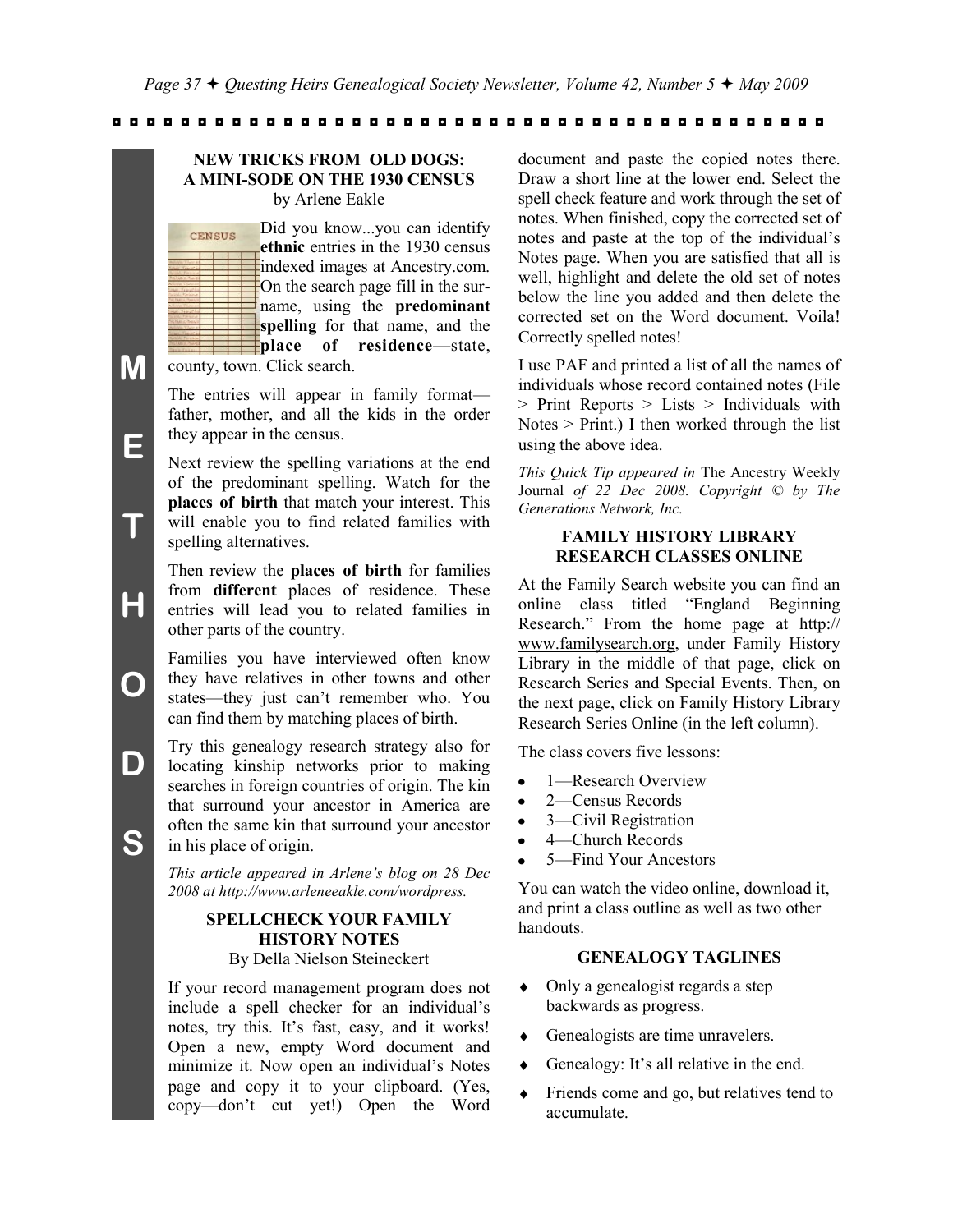## NEW TRICKS FROM OLD DOGS: A MINI-SODE ON THE 1930 CENSUS

by Arlene Eakle

Did you know...you can identify **ethnic** entries in the 1930 census indexed images at Ancestry.com. On the search page fill in the surname, using the **predominant spelling** for that name, and the **place of residence**—state, county, town. Click search.

The entries will appear in family format—father, mother, and all the kids in the order they appear in the census.

Next review the spelling variations at the end of the predominant spelling. Watch for the **places of birth** that match your interest. This will enable you to find related families with spelling alternatives.

Then review the **places of birth** for families from **different** places of residence. These entries will lead you to related families in other parts of the country.

Families you have interviewed often know they have relatives in other towns and other states—they just can't remember who. You can find them by matching places of birth.

Try this genealogy research strategy also for locating kinship networks prior to making searches in foreign countries of origin. The kin that surround your ancestor in America are often the same kin that surround your ancestor in his place of origin.

*This article appeared in Arlene's blog on 28 Dec 2008 at http://www.arleneeakle.com/wordpress.*

## SPELLCHECK YOUR FAMILY HISTORY NOTES

By Della Nielson Steineckert

If your record management program does not include a spell checker for an individual's notes, try this. It's fast, easy, and it works! Open a new, empty Word document and minimize it. Now open an individual's Notes page and copy it to your clipboard. (Yes, copy—don't cut yet!) Open the Word document and paste the copied notes there. Draw a short line at the lower end. Select the spell check feature and work through the set of notes. When finished, copy the corrected set of notes and paste at the top of the individual's Notes page. When you are satisfied that all is well, highlight and delete the old set of notes below the line you added and then delete the corrected set on the Word document. Voila! Correctly spelled notes!

I use PAF and printed a list of all the names of individuals whose record contained notes (File > Print Reports > Lists > Individuals with Notes > Print.) I then worked through the list using the above idea.

*This Quick Tip appeared in* The Ancestry Weekly Journal *of 22 Dec 2008. Copyright © by The Generations Network, Inc.*

## FAMILY HISTORY LIBRARY RESEARCH CLASSES ONLINE

At the Family Search website you can find an online class titled "England Beginning Research." From the home page at http://www.familysearch.org, under Family History Library in the middle of that page, click on Research Series and Special Events. Then, on the next page, click on Family History Library Research Series Online (in the left column).

The class covers five lessons:

- 1—Research Overview
- 2—Census Records
- 3—Civil Registration
- 4—Church Records
- 5—Find Your Ancestors

You can watch the video online, download it, and print a class outline as well as two other handouts.

## GENEALOGY TAGLINES

- Only a genealogist regards a step backwards as progress.
- Genealogists are time unravelers.
- Genealogy: It's all relative in the end.
- Friends come and go, but relatives tend to accumulate.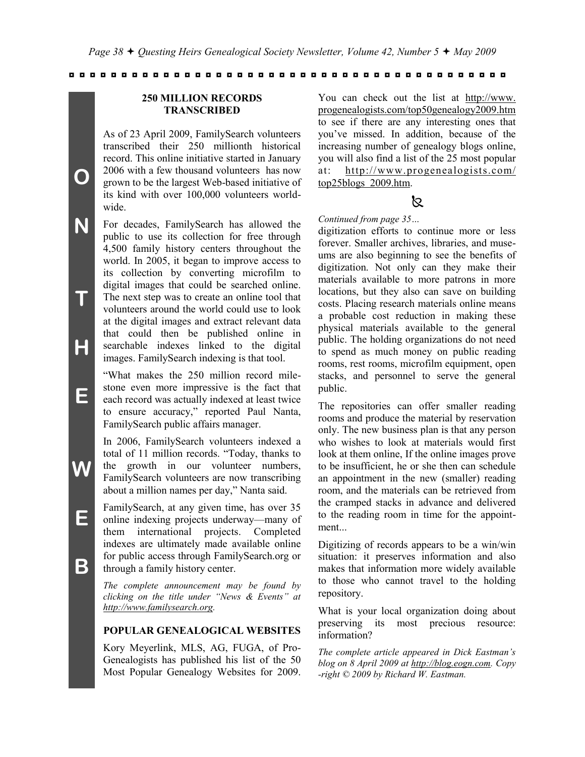ON THE WEB

## 250 MILLION RECORDS TRANSCRIBED

As of 23 April 2009, FamilySearch volunteers transcribed their 250 millionth historical record. This online initiative started in January 2006 with a few thousand volunteers has now grown to be the largest Web-based initiative of its kind with over 100,000 volunteers worldwide.

For decades, FamilySearch has allowed the public to use its collection for free through 4,500 family history centers throughout the world. In 2005, it began to improve access to its collection by converting microfilm to digital images that could be searched online. The next step was to create an online tool that volunteers around the world could use to look at the digital images and extract relevant data that could then be published online in searchable indexes linked to the digital images. FamilySearch indexing is that tool.

"What makes the 250 million record milestone even more impressive is the fact that each record was actually indexed at least twice to ensure accuracy," reported Paul Nanta, FamilySearch public affairs manager.

In 2006, FamilySearch volunteers indexed a total of 11 million records. "Today, thanks to the growth in our volunteer numbers, FamilySearch volunteers are now transcribing about a million names per day," Nanta said.

FamilySearch, at any given time, has over 35 online indexing projects underway—many of them international projects. Completed indexes are ultimately made available online for public access through FamilySearch.org or through a family history center.

*The complete announcement may be found by clicking on the title under "News & Events" at http://www.familysearch.org.*

## POPULAR GENEALOGICAL WEBSITES

Kory Meyerlink, MLS, AG, FUGA, of Pro-Genealogists has published his list of the 50 Most Popular Genealogy Websites for 2009. You can check out the list at http://www.progenealogists.com/top50genealogy2009.htm to see if there are any interesting ones that you've missed. In addition, because of the increasing number of genealogy blogs online, you will also find a list of the 25 most popular at: http://www.progenealogists.com/top25blogs_2009.htm.

*Continued from page 35…*

digitization efforts to continue more or less forever. Smaller archives, libraries, and museums are also beginning to see the benefits of digitization. Not only can they make their materials available to more patrons in more locations, but they also can save on building costs. Placing research materials online means a probable cost reduction in making these physical materials available to the general public. The holding organizations do not need to spend as much money on public reading rooms, rest rooms, microfilm equipment, open stacks, and personnel to serve the general public.

The repositories can offer smaller reading rooms and produce the material by reservation only. The new business plan is that any person who wishes to look at materials would first look at them online, If the online images prove to be insufficient, he or she then can schedule an appointment in the new (smaller) reading room, and the materials can be retrieved from the cramped stacks in advance and delivered to the reading room in time for the appointment...

Digitizing of records appears to be a win/win situation: it preserves information and also makes that information more widely available to those who cannot travel to the holding repository.

What is your local organization doing about preserving its most precious resource: information?

*The complete article appeared in Dick Eastman's blog on 8 April 2009 at http://blog.eogn.com. Copy-right © 2009 by Richard W. Eastman.*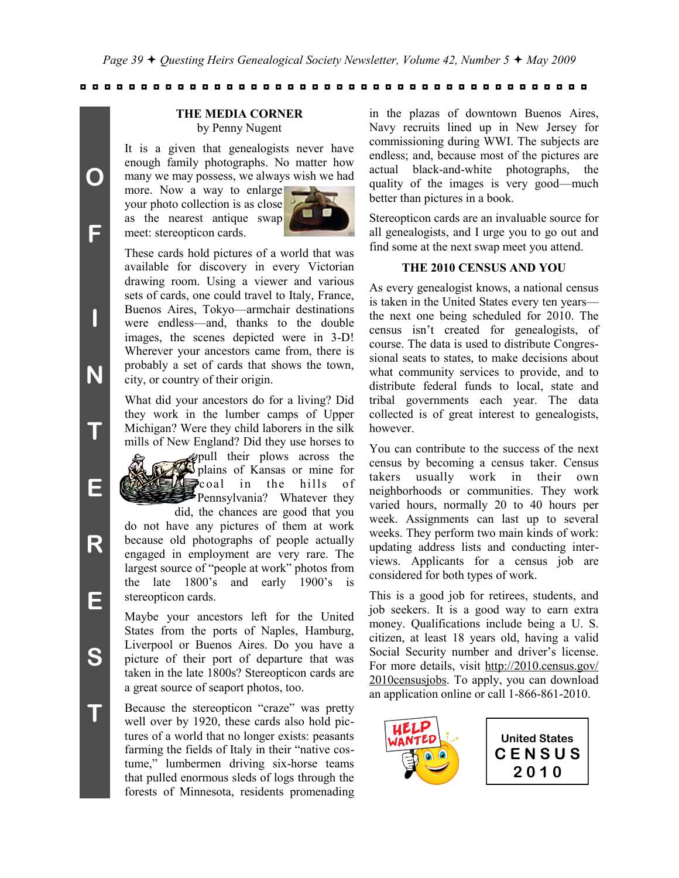## THE MEDIA CORNER

by Penny Nugent

It is a given that genealogists never have enough family photographs. No matter how many we may possess, we always wish we had more. Now a way to enlarge your photo collection is as close as the nearest antique swap meet: stereopticon cards.

These cards hold pictures of a world that was available for discovery in every Victorian drawing room. Using a viewer and various sets of cards, one could travel to Italy, France, Buenos Aires, Tokyo—armchair destinations were endless—and, thanks to the double images, the scenes depicted were in 3-D! Wherever your ancestors came from, there is probably a set of cards that shows the town, city, or country of their origin.

What did your ancestors do for a living? Did they work in the lumber camps of Upper Michigan? Were they child laborers in the silk mills of New England? Did they use horses to pull their plows across the plains of Kansas or mine for coal in the hills of Pennsylvania? Whatever they did, the chances are good that you do not have any pictures of them at work because old photographs of people actually engaged in employment are very rare. The largest source of "people at work" photos from the late 1800's and early 1900's is stereopticon cards.

Maybe your ancestors left for the United States from the ports of Naples, Hamburg, Liverpool or Buenos Aires. Do you have a picture of their port of departure that was taken in the late 1800s? Stereopticon cards are a great source of seaport photos, too.

Because the stereopticon "craze" was pretty well over by 1920, these cards also hold pictures of a world that no longer exists: peasants farming the fields of Italy in their "native costume," lumbermen driving six-horse teams that pulled enormous sleds of logs through the forests of Minnesota, residents promenading in the plazas of downtown Buenos Aires, Navy recruits lined up in New Jersey for commissioning during WWI. The subjects are endless; and, because most of the pictures are actual black-and-white photographs, the quality of the images is very good—much better than pictures in a book.

Stereopticon cards are an invaluable source for all genealogists, and I urge you to go out and find some at the next swap meet you attend.

## THE 2010 CENSUS AND YOU

As every genealogist knows, a national census is taken in the United States every ten years—the next one being scheduled for 2010. The census isn't created for genealogists, of course. The data is used to distribute Congressional seats to states, to make decisions about what community services to provide, and to distribute federal funds to local, state and tribal governments each year. The data collected is of great interest to genealogists, however.

You can contribute to the success of the next census by becoming a census taker. Census takers usually work in their own neighborhoods or communities. They work varied hours, normally 20 to 40 hours per week. Assignments can last up to several weeks. They perform two main kinds of work: updating address lists and conducting interviews. Applicants for a census job are considered for both types of work.

This is a good job for retirees, students, and job seekers. It is a good way to earn extra money. Qualifications include being a U. S. citizen, at least 18 years old, having a valid Social Security number and driver's license. For more details, visit http://2010.census.gov/2010censusjobs. To apply, you can download an application online or call 1-866-861-2010.

HELP WANTED

United States CENSUS 2010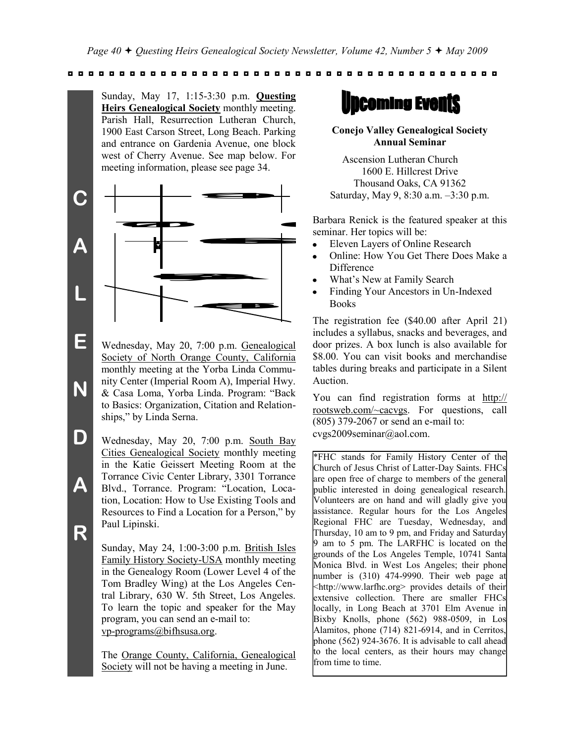C A L E N D A R

Sunday, May 17, 1:15-3:30 p.m. **Questing Heirs Genealogical Society** monthly meeting. Parish Hall, Resurrection Lutheran Church, 1900 East Carson Street, Long Beach. Parking and entrance on Gardenia Avenue, one block west of Cherry Avenue. See map below. For meeting information, please see page 34.

Wednesday, May 20, 7:00 p.m. Genealogical Society of North Orange County, California monthly meeting at the Yorba Linda Community Center (Imperial Room A), Imperial Hwy. & Casa Loma, Yorba Linda. Program: "Back to Basics: Organization, Citation and Relationships," by Linda Serna.

Wednesday, May 20, 7:00 p.m. South Bay Cities Genealogical Society monthly meeting in the Katie Geissert Meeting Room at the Torrance Civic Center Library, 3301 Torrance Blvd., Torrance. Program: "Location, Location, Location: How to Use Existing Tools and Resources to Find a Location for a Person," by Paul Lipinski.

Sunday, May 24, 1:00-3:00 p.m. British Isles Family History Society-USA monthly meeting in the Genealogy Room (Lower Level 4 of the Tom Bradley Wing) at the Los Angeles Central Library, 630 W. 5th Street, Los Angeles. To learn the topic and speaker for the May program, you can send an e-mail to: vp-programs@bifhsusa.org.

The Orange County, California, Genealogical Society will not be having a meeting in June.

# Upcoming Events

**Conejo Valley Genealogical Society Annual Seminar**

Ascension Lutheran Church
1600 E. Hillcrest Drive
Thousand Oaks, CA 91362
Saturday, May 9, 8:30 a.m. –3:30 p.m.

Barbara Renick is the featured speaker at this seminar. Her topics will be:

- Eleven Layers of Online Research
- Online: How You Get There Does Make a Difference
- What's New at Family Search
- Finding Your Ancestors in Un-Indexed Books

The registration fee ($40.00 after April 21) includes a syllabus, snacks and beverages, and door prizes. A box lunch is also available for $8.00. You can visit books and merchandise tables during breaks and participate in a Silent Auction.

You can find registration forms at http://rootsweb.com/~cacvgs. For questions, call (805) 379-2067 or send an e-mail to: cvgs2009seminar@aol.com.

*FHC stands for Family History Center of the Church of Jesus Christ of Latter-Day Saints. FHCs are open free of charge to members of the general public interested in doing genealogical research. Volunteers are on hand and will gladly give you assistance. Regular hours for the Los Angeles Regional FHC are Tuesday, Wednesday, and Thursday, 10 am to 9 pm, and Friday and Saturday 9 am to 5 pm. The LARFHC is located on the grounds of the Los Angeles Temple, 10741 Santa Monica Blvd. in West Los Angeles; their phone number is (310) 474-9990. Their web page at <http://www.larfhc.org> provides details of their extensive collection. There are smaller FHCs locally, in Long Beach at 3701 Elm Avenue in Bixby Knolls, phone (562) 988-0509, in Los Alamitos, phone (714) 821-6914, and in Cerritos, phone (562) 924-3676. It is advisable to call ahead to the local centers, as their hours may change from time to time.